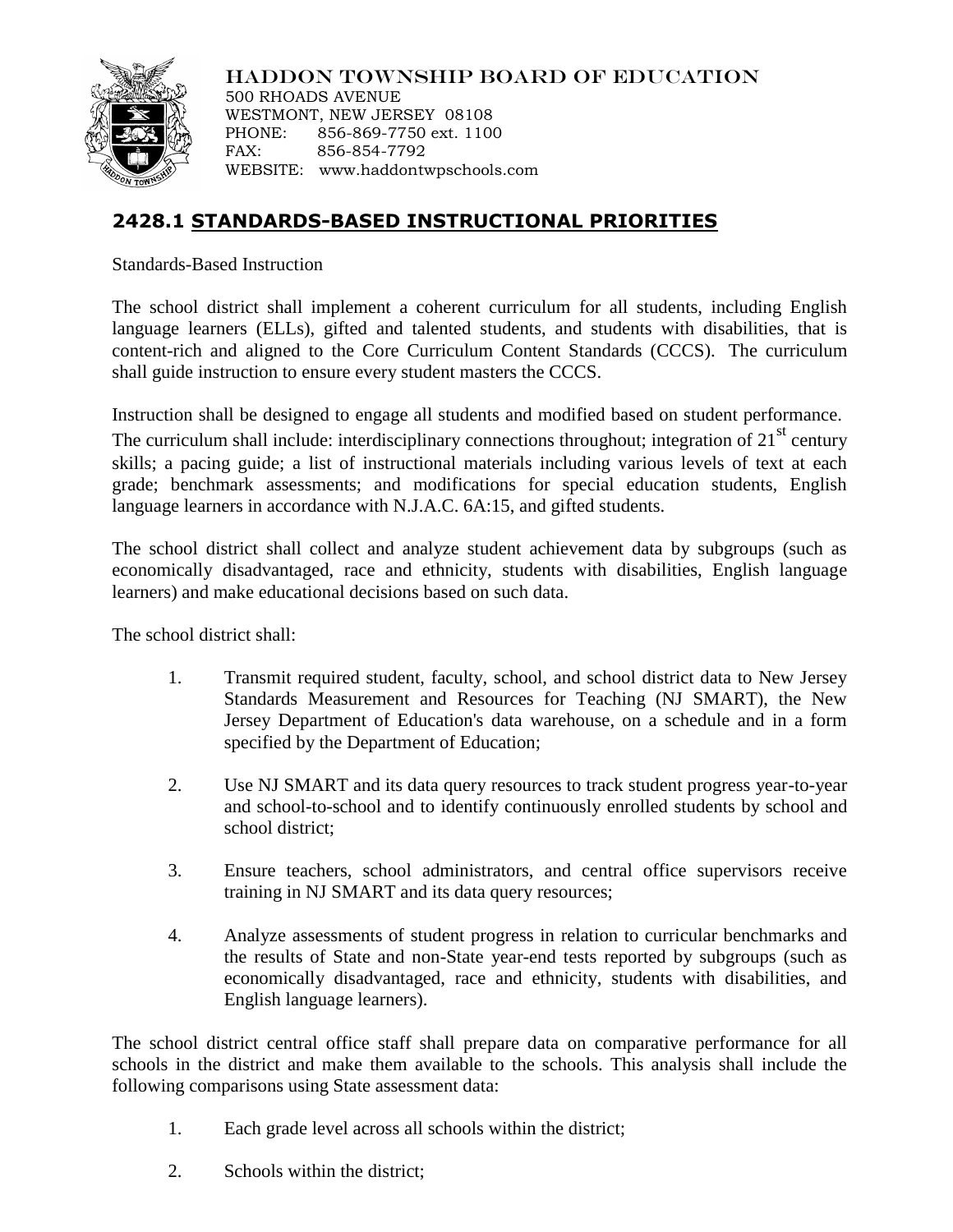HADDON TOWNSHIP BOARD OF EDUCATION
500 RHOADS AVENUE
WESTMONT, NEW JERSEY 08108
PHONE: 856-869-7750 ext. 1100
FAX: 856-854-7792
WEBSITE: www.haddontwpschools.com

## 2428.1 STANDARDS-BASED INSTRUCTIONAL PRIORITIES

Standards-Based Instruction

The school district shall implement a coherent curriculum for all students, including English language learners (ELLs), gifted and talented students, and students with disabilities, that is content-rich and aligned to the Core Curriculum Content Standards (CCCS). The curriculum shall guide instruction to ensure every student masters the CCCS.

Instruction shall be designed to engage all students and modified based on student performance. The curriculum shall include: interdisciplinary connections throughout; integration of 21st century skills; a pacing guide; a list of instructional materials including various levels of text at each grade; benchmark assessments; and modifications for special education students, English language learners in accordance with N.J.A.C. 6A:15, and gifted students.

The school district shall collect and analyze student achievement data by subgroups (such as economically disadvantaged, race and ethnicity, students with disabilities, English language learners) and make educational decisions based on such data.

The school district shall:

1. Transmit required student, faculty, school, and school district data to New Jersey Standards Measurement and Resources for Teaching (NJ SMART), the New Jersey Department of Education's data warehouse, on a schedule and in a form specified by the Department of Education;

2. Use NJ SMART and its data query resources to track student progress year-to-year and school-to-school and to identify continuously enrolled students by school and school district;

3. Ensure teachers, school administrators, and central office supervisors receive training in NJ SMART and its data query resources;

4. Analyze assessments of student progress in relation to curricular benchmarks and the results of State and non-State year-end tests reported by subgroups (such as economically disadvantaged, race and ethnicity, students with disabilities, and English language learners).

The school district central office staff shall prepare data on comparative performance for all schools in the district and make them available to the schools. This analysis shall include the following comparisons using State assessment data:

1. Each grade level across all schools within the district;

2. Schools within the district;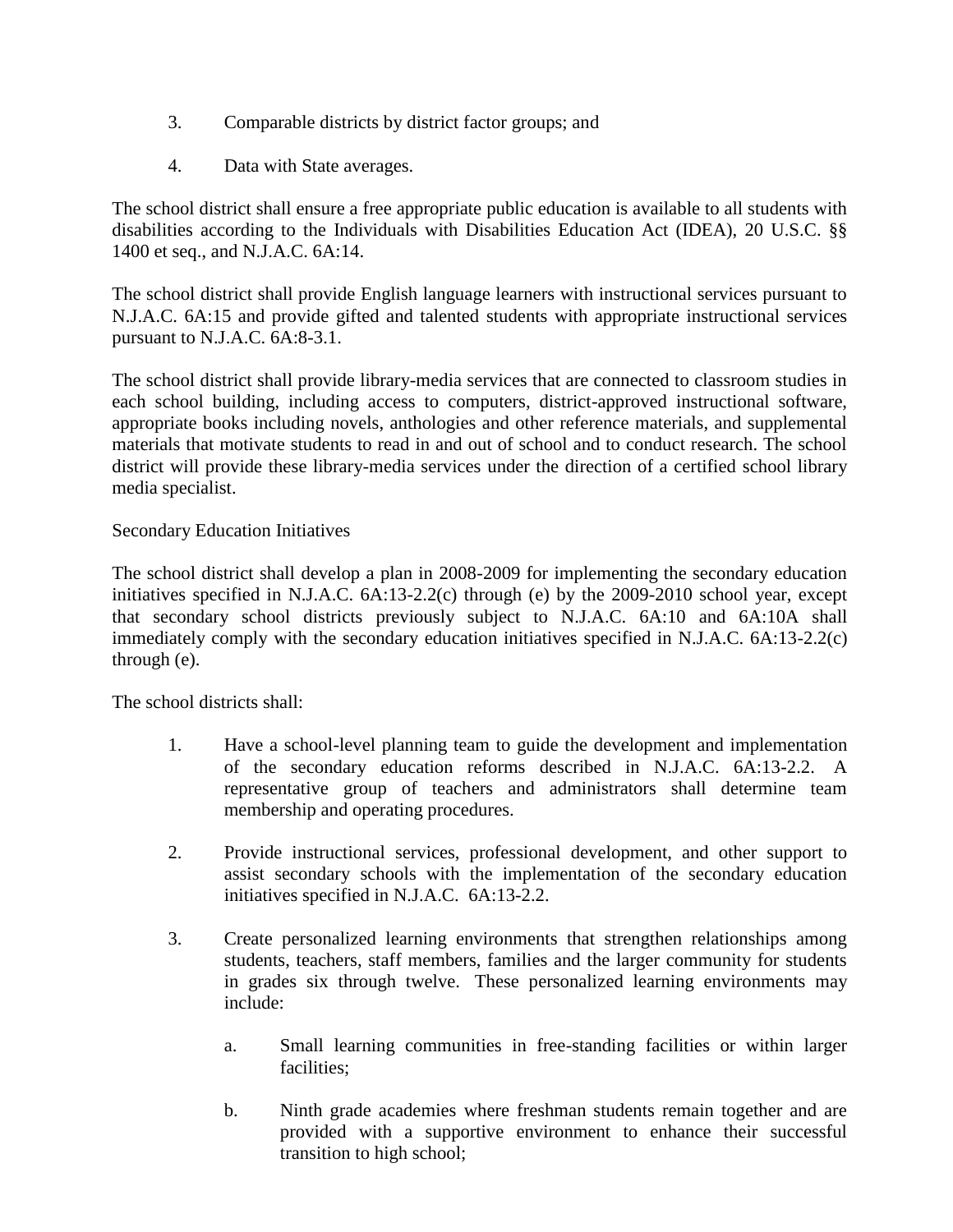3. Comparable districts by district factor groups; and

4. Data with State averages.

The school district shall ensure a free appropriate public education is available to all students with disabilities according to the Individuals with Disabilities Education Act (IDEA), 20 U.S.C. §§ 1400 et seq., and N.J.A.C. 6A:14.

The school district shall provide English language learners with instructional services pursuant to N.J.A.C. 6A:15 and provide gifted and talented students with appropriate instructional services pursuant to N.J.A.C. 6A:8-3.1.

The school district shall provide library-media services that are connected to classroom studies in each school building, including access to computers, district-approved instructional software, appropriate books including novels, anthologies and other reference materials, and supplemental materials that motivate students to read in and out of school and to conduct research. The school district will provide these library-media services under the direction of a certified school library media specialist.

Secondary Education Initiatives

The school district shall develop a plan in 2008-2009 for implementing the secondary education initiatives specified in N.J.A.C. 6A:13-2.2(c) through (e) by the 2009-2010 school year, except that secondary school districts previously subject to N.J.A.C. 6A:10 and 6A:10A shall immediately comply with the secondary education initiatives specified in N.J.A.C. 6A:13-2.2(c) through (e).

The school districts shall:

1. Have a school-level planning team to guide the development and implementation of the secondary education reforms described in N.J.A.C. 6A:13-2.2. A representative group of teachers and administrators shall determine team membership and operating procedures.

2. Provide instructional services, professional development, and other support to assist secondary schools with the implementation of the secondary education initiatives specified in N.J.A.C. 6A:13-2.2.

3. Create personalized learning environments that strengthen relationships among students, teachers, staff members, families and the larger community for students in grades six through twelve. These personalized learning environments may include:

    a. Small learning communities in free-standing facilities or within larger facilities;

    b. Ninth grade academies where freshman students remain together and are provided with a supportive environment to enhance their successful transition to high school;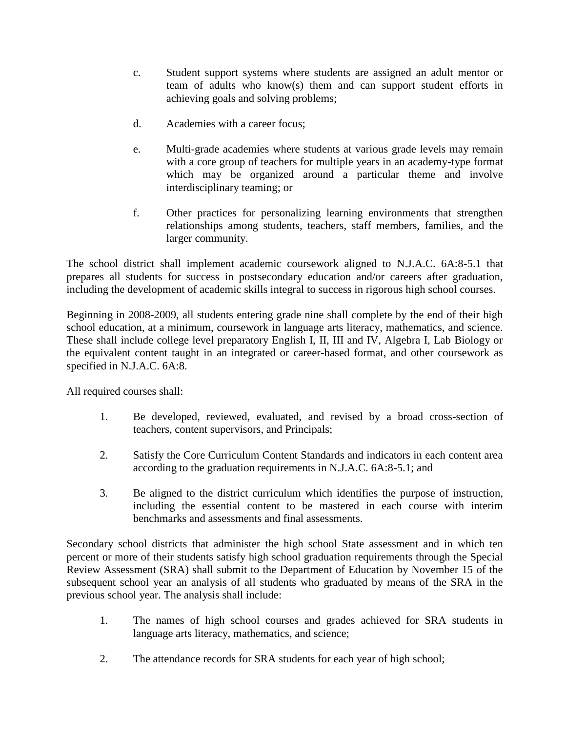c. Student support systems where students are assigned an adult mentor or team of adults who know(s) them and can support student efforts in achieving goals and solving problems;

d. Academies with a career focus;

e. Multi-grade academies where students at various grade levels may remain with a core group of teachers for multiple years in an academy-type format which may be organized around a particular theme and involve interdisciplinary teaming; or

f. Other practices for personalizing learning environments that strengthen relationships among students, teachers, staff members, families, and the larger community.

The school district shall implement academic coursework aligned to N.J.A.C. 6A:8-5.1 that prepares all students for success in postsecondary education and/or careers after graduation, including the development of academic skills integral to success in rigorous high school courses.

Beginning in 2008-2009, all students entering grade nine shall complete by the end of their high school education, at a minimum, coursework in language arts literacy, mathematics, and science. These shall include college level preparatory English I, II, III and IV, Algebra I, Lab Biology or the equivalent content taught in an integrated or career-based format, and other coursework as specified in N.J.A.C. 6A:8.

All required courses shall:

1. Be developed, reviewed, evaluated, and revised by a broad cross-section of teachers, content supervisors, and Principals;

2. Satisfy the Core Curriculum Content Standards and indicators in each content area according to the graduation requirements in N.J.A.C. 6A:8-5.1; and

3. Be aligned to the district curriculum which identifies the purpose of instruction, including the essential content to be mastered in each course with interim benchmarks and assessments and final assessments.

Secondary school districts that administer the high school State assessment and in which ten percent or more of their students satisfy high school graduation requirements through the Special Review Assessment (SRA) shall submit to the Department of Education by November 15 of the subsequent school year an analysis of all students who graduated by means of the SRA in the previous school year. The analysis shall include:

1. The names of high school courses and grades achieved for SRA students in language arts literacy, mathematics, and science;

2. The attendance records for SRA students for each year of high school;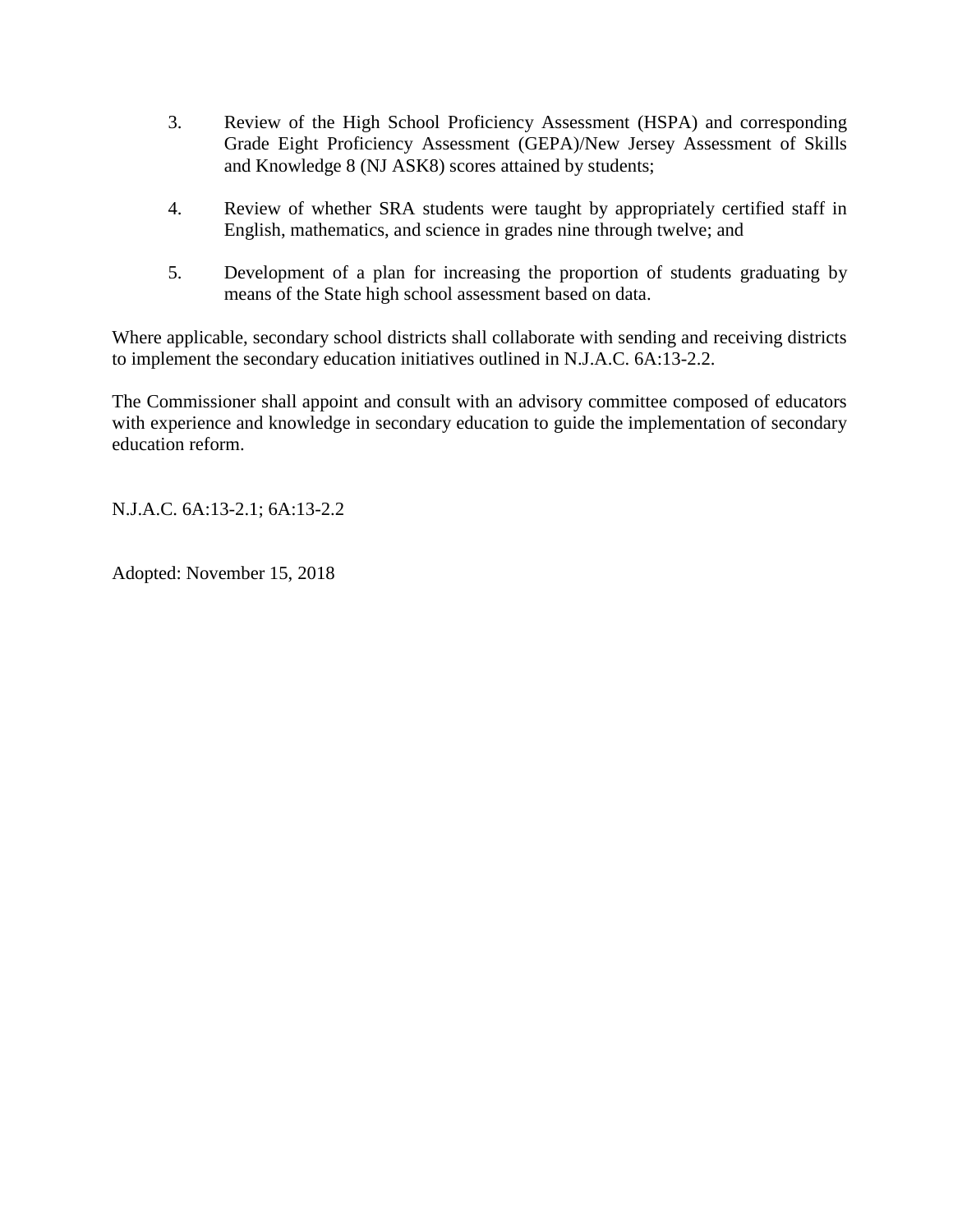3. Review of the High School Proficiency Assessment (HSPA) and corresponding Grade Eight Proficiency Assessment (GEPA)/New Jersey Assessment of Skills and Knowledge 8 (NJ ASK8) scores attained by students;

4. Review of whether SRA students were taught by appropriately certified staff in English, mathematics, and science in grades nine through twelve; and

5. Development of a plan for increasing the proportion of students graduating by means of the State high school assessment based on data.

Where applicable, secondary school districts shall collaborate with sending and receiving districts to implement the secondary education initiatives outlined in N.J.A.C. 6A:13-2.2.

The Commissioner shall appoint and consult with an advisory committee composed of educators with experience and knowledge in secondary education to guide the implementation of secondary education reform.

N.J.A.C. 6A:13-2.1; 6A:13-2.2

Adopted: November 15, 2018